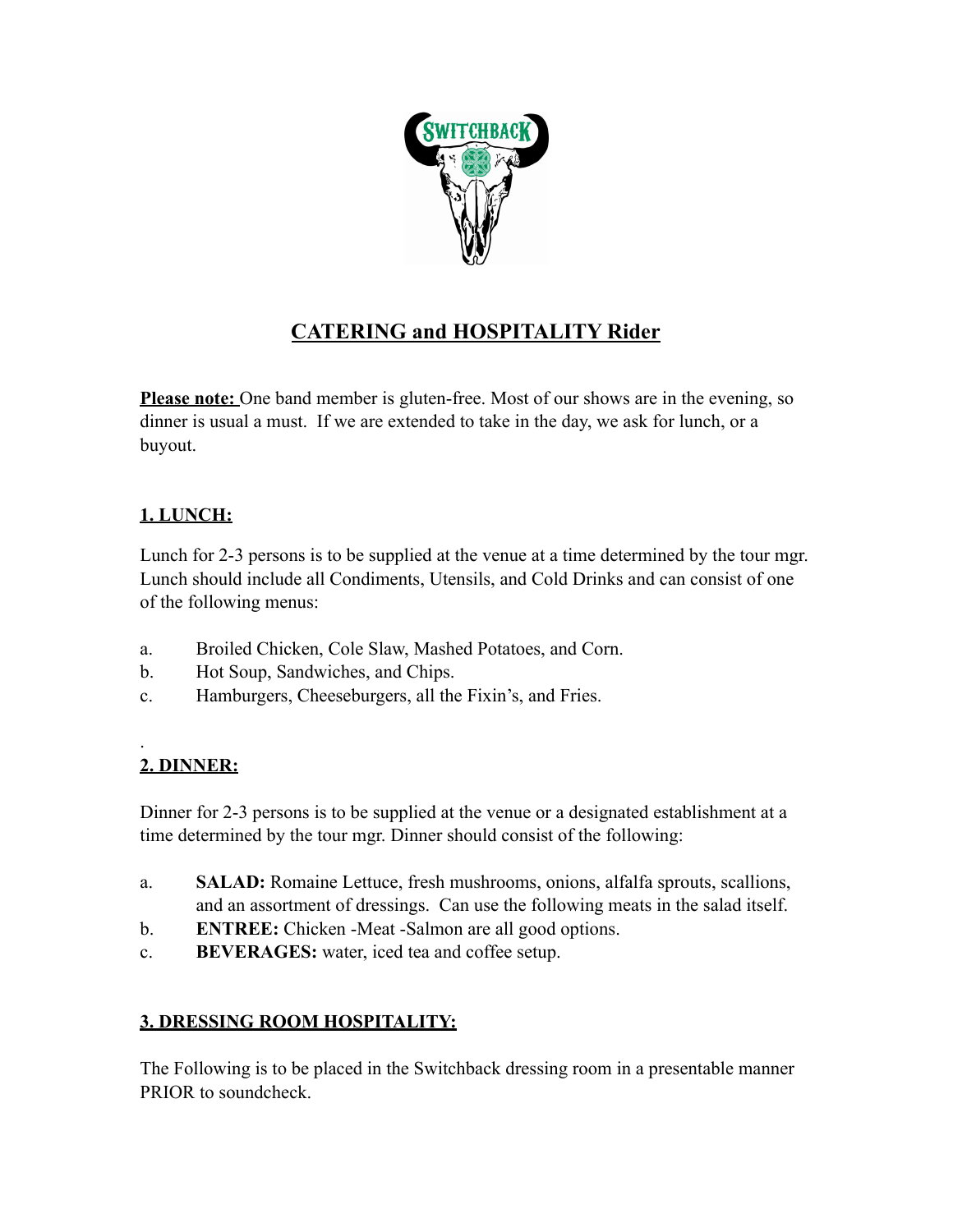# CATERING and HOSPITALITY Rider

**Please note:** One band member is gluten-free. Most of our shows are in the evening, so dinner is usual a must. If we are extended to take in the day, we ask for lunch, or a buyout.

## 1. LUNCH:

Lunch for 2-3 persons is to be supplied at the venue at a time determined by the tour mgr. Lunch should include all Condiments, Utensils, and Cold Drinks and can consist of one of the following menus:

a. Broiled Chicken, Cole Slaw, Mashed Potatoes, and Corn.
b. Hot Soup, Sandwiches, and Chips.
c. Hamburgers, Cheeseburgers, all the Fixin's, and Fries.

.

## 2. DINNER:

Dinner for 2-3 persons is to be supplied at the venue or a designated establishment at a time determined by the tour mgr. Dinner should consist of the following:

a. **SALAD:** Romaine Lettuce, fresh mushrooms, onions, alfalfa sprouts, scallions, and an assortment of dressings. Can use the following meats in the salad itself.
b. **ENTREE:** Chicken -Meat -Salmon are all good options.
c. **BEVERAGES:** water, iced tea and coffee setup.

## 3. DRESSING ROOM HOSPITALITY:

The Following is to be placed in the Switchback dressing room in a presentable manner PRIOR to soundcheck.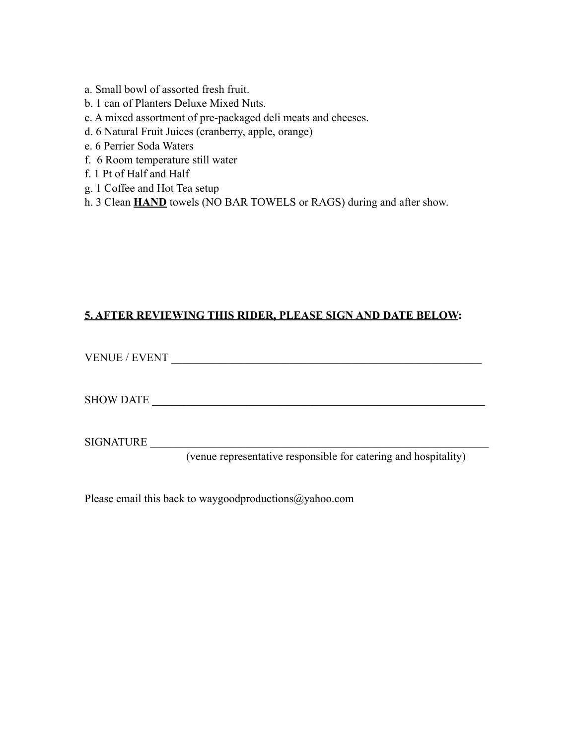a. Small bowl of assorted fresh fruit.
b. 1 can of Planters Deluxe Mixed Nuts.
c. A mixed assortment of pre-packaged deli meats and cheeses.
d. 6 Natural Fruit Juices (cranberry, apple, orange)
e. 6 Perrier Soda Waters
f. 6 Room temperature still water
f. 1 Pt of Half and Half
g. 1 Coffee and Hot Tea setup
h. 3 Clean **<u>HAND</u>** towels (NO BAR TOWELS or RAGS) during and after show.

**<u>5. AFTER REVIEWING THIS RIDER, PLEASE SIGN AND DATE BELOW</u>:**

VENUE / EVENT ____________________________________________________________

SHOW DATE ________________________________________________________________

SIGNATURE ________________________________________________________________
(venue representative responsible for catering and hospitality)

Please email this back to waygoodproductions@yahoo.com